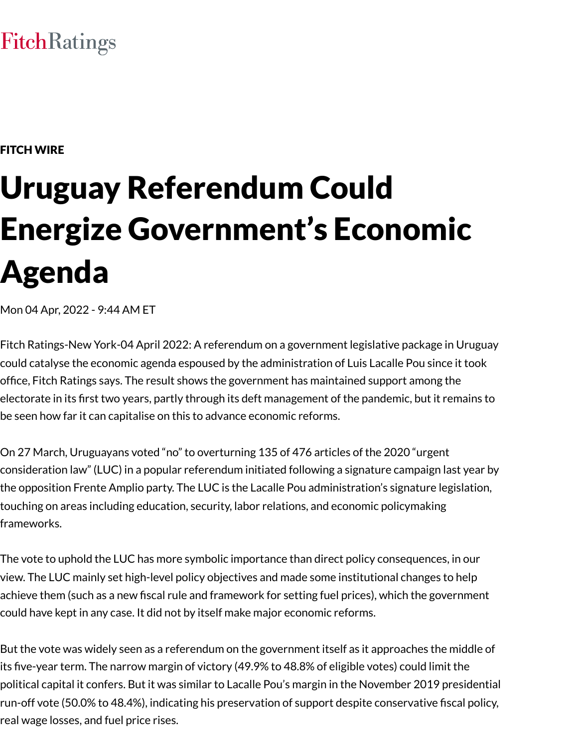FitchRatings

FITCH WIRE

# Uruguay Referendum Could Energize Government's Economic Agenda

Mon 04 Apr, 2022 - 9:44 AM ET

Fitch Ratings-New York-04 April 2022: A referendum on a government legislative package in Uruguay could catalyse the economic agenda espoused by the administration of Luis Lacalle Pou since it took office, Fitch Ratings says. The result shows the government has maintained support among the electorate in its first two years, partly through its deft management of the pandemic, but it remains to be seen how far it can capitalise on this to advance economic reforms.

On 27 March, Uruguayans voted "no" to overturning 135 of 476 articles of the 2020 "urgent consideration law" (LUC) in a popular referendum initiated following a signature campaign last year by the opposition Frente Amplio party. The LUC is the Lacalle Pou administration's signature legislation, touching on areas including education, security, labor relations, and economic policymaking frameworks.

The vote to uphold the LUC has more symbolic importance than direct policy consequences, in our view. The LUC mainly set high-level policy objectives and made some institutional changes to help achieve them (such as a new fiscal rule and framework for setting fuel prices), which the government could have kept in any case. It did not by itself make major economic reforms.

But the vote was widely seen as a referendum on the government itself as it approaches the middle of its five-year term. The narrow margin of victory (49.9% to 48.8% of eligible votes) could limit the political capital it confers. But it was similar to Lacalle Pou's margin in the November 2019 presidential run-off vote (50.0% to 48.4%), indicating his preservation of support despite conservative fiscal policy, real wage losses, and fuel price rises.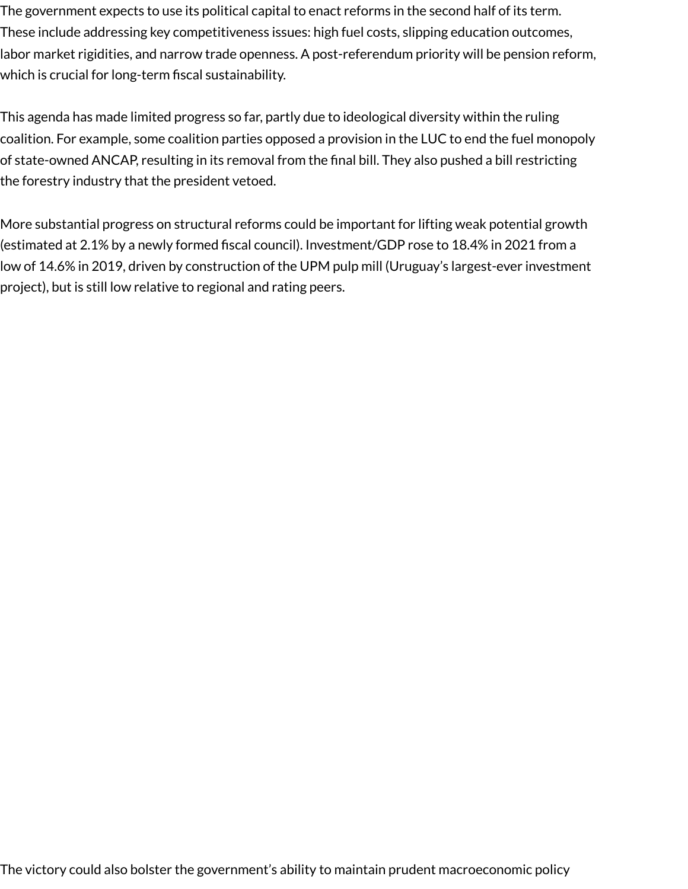The government expects to use its political capital to enact reforms in the second half of its term. These include addressing key competitiveness issues: high fuel costs, slipping education outcomes, labor market rigidities, and narrow trade openness. A post-referendum priority will be pension reform, which is crucial for long-term fiscal sustainability.

This agenda has made limited progress so far, partly due to ideological diversity within the ruling coalition. For example, some coalition parties opposed a provision in the LUC to end the fuel monopoly of state-owned ANCAP, resulting in its removal from the final bill. They also pushed a bill restricting the forestry industry that the president vetoed.

More substantial progress on structural reforms could be important for lifting weak potential growth (estimated at 2.1% by a newly formed fiscal council). Investment/GDP rose to 18.4% in 2021 from a low of 14.6% in 2019, driven by construction of the UPM pulp mill (Uruguay's largest-ever investment project), but is still low relative to regional and rating peers.

The victory could also bolster the government's ability to maintain prudent macroeconomic policy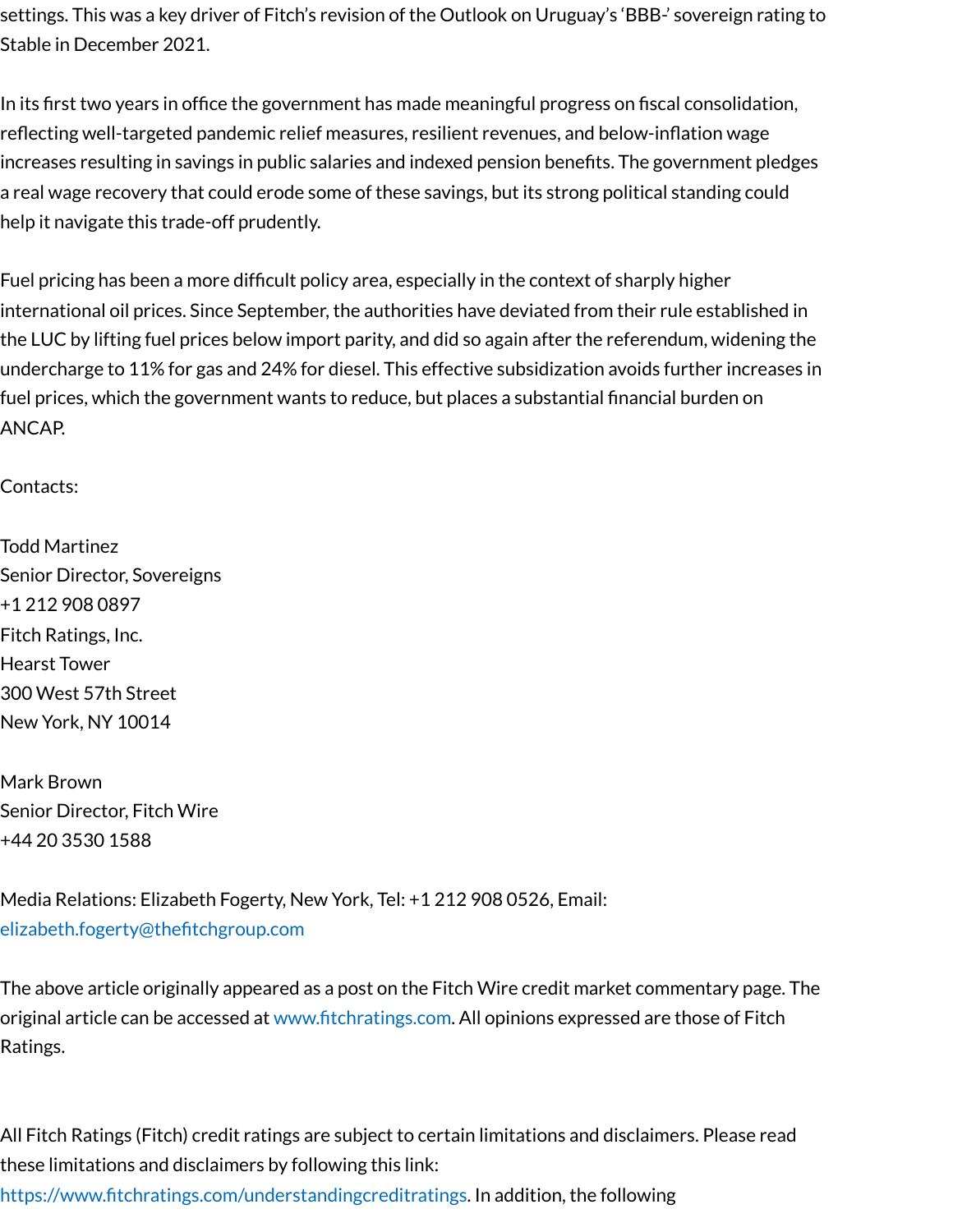settings. This was a key driver of Fitch's revision of the Outlook on Uruguay's 'BBB-' sovereign rating to Stable in December 2021.

In its first two years in office the government has made meaningful progress on fiscal consolidation, reflecting well-targeted pandemic relief measures, resilient revenues, and below-inflation wage increases resulting in savings in public salaries and indexed pension benefits. The government pledges a real wage recovery that could erode some of these savings, but its strong political standing could help it navigate this trade-off prudently.

Fuel pricing has been a more difficult policy area, especially in the context of sharply higher international oil prices. Since September, the authorities have deviated from their rule established in the LUC by lifting fuel prices below import parity, and did so again after the referendum, widening the undercharge to 11% for gas and 24% for diesel. This effective subsidization avoids further increases in fuel prices, which the government wants to reduce, but places a substantial financial burden on ANCAP.

Contacts:

Todd Martinez
Senior Director, Sovereigns
+1 212 908 0897
Fitch Ratings, Inc.
Hearst Tower
300 West 57th Street
New York, NY 10014

Mark Brown
Senior Director, Fitch Wire
+44 20 3530 1588

Media Relations: Elizabeth Fogerty, New York, Tel: +1 212 908 0526, Email: elizabeth.fogerty@thefitchgroup.com

The above article originally appeared as a post on the Fitch Wire credit market commentary page. The original article can be accessed at www.fitchratings.com. All opinions expressed are those of Fitch Ratings.

All Fitch Ratings (Fitch) credit ratings are subject to certain limitations and disclaimers. Please read these limitations and disclaimers by following this link: https://www.fitchratings.com/understandingcreditratings. In addition, the following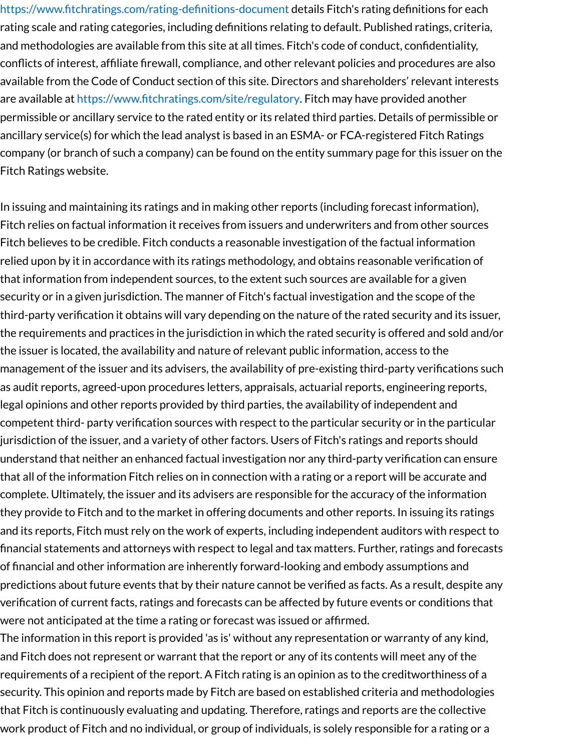https://www.fitchratings.com/rating-definitions-document details Fitch's rating definitions for each rating scale and rating categories, including definitions relating to default. Published ratings, criteria, and methodologies are available from this site at all times. Fitch's code of conduct, confidentiality, conflicts of interest, affiliate firewall, compliance, and other relevant policies and procedures are also available from the Code of Conduct section of this site. Directors and shareholders' relevant interests are available at https://www.fitchratings.com/site/regulatory. Fitch may have provided another permissible or ancillary service to the rated entity or its related third parties. Details of permissible or ancillary service(s) for which the lead analyst is based in an ESMA- or FCA-registered Fitch Ratings company (or branch of such a company) can be found on the entity summary page for this issuer on the Fitch Ratings website.

In issuing and maintaining its ratings and in making other reports (including forecast information), Fitch relies on factual information it receives from issuers and underwriters and from other sources Fitch believes to be credible. Fitch conducts a reasonable investigation of the factual information relied upon by it in accordance with its ratings methodology, and obtains reasonable verification of that information from independent sources, to the extent such sources are available for a given security or in a given jurisdiction. The manner of Fitch's factual investigation and the scope of the third-party verification it obtains will vary depending on the nature of the rated security and its issuer, the requirements and practices in the jurisdiction in which the rated security is offered and sold and/or the issuer is located, the availability and nature of relevant public information, access to the management of the issuer and its advisers, the availability of pre-existing third-party verifications such as audit reports, agreed-upon procedures letters, appraisals, actuarial reports, engineering reports, legal opinions and other reports provided by third parties, the availability of independent and competent third- party verification sources with respect to the particular security or in the particular jurisdiction of the issuer, and a variety of other factors. Users of Fitch's ratings and reports should understand that neither an enhanced factual investigation nor any third-party verification can ensure that all of the information Fitch relies on in connection with a rating or a report will be accurate and complete. Ultimately, the issuer and its advisers are responsible for the accuracy of the information they provide to Fitch and to the market in offering documents and other reports. In issuing its ratings and its reports, Fitch must rely on the work of experts, including independent auditors with respect to financial statements and attorneys with respect to legal and tax matters. Further, ratings and forecasts of financial and other information are inherently forward-looking and embody assumptions and predictions about future events that by their nature cannot be verified as facts. As a result, despite any verification of current facts, ratings and forecasts can be affected by future events or conditions that were not anticipated at the time a rating or forecast was issued or affirmed.

The information in this report is provided 'as is' without any representation or warranty of any kind, and Fitch does not represent or warrant that the report or any of its contents will meet any of the requirements of a recipient of the report. A Fitch rating is an opinion as to the creditworthiness of a security. This opinion and reports made by Fitch are based on established criteria and methodologies that Fitch is continuously evaluating and updating. Therefore, ratings and reports are the collective work product of Fitch and no individual, or group of individuals, is solely responsible for a rating or a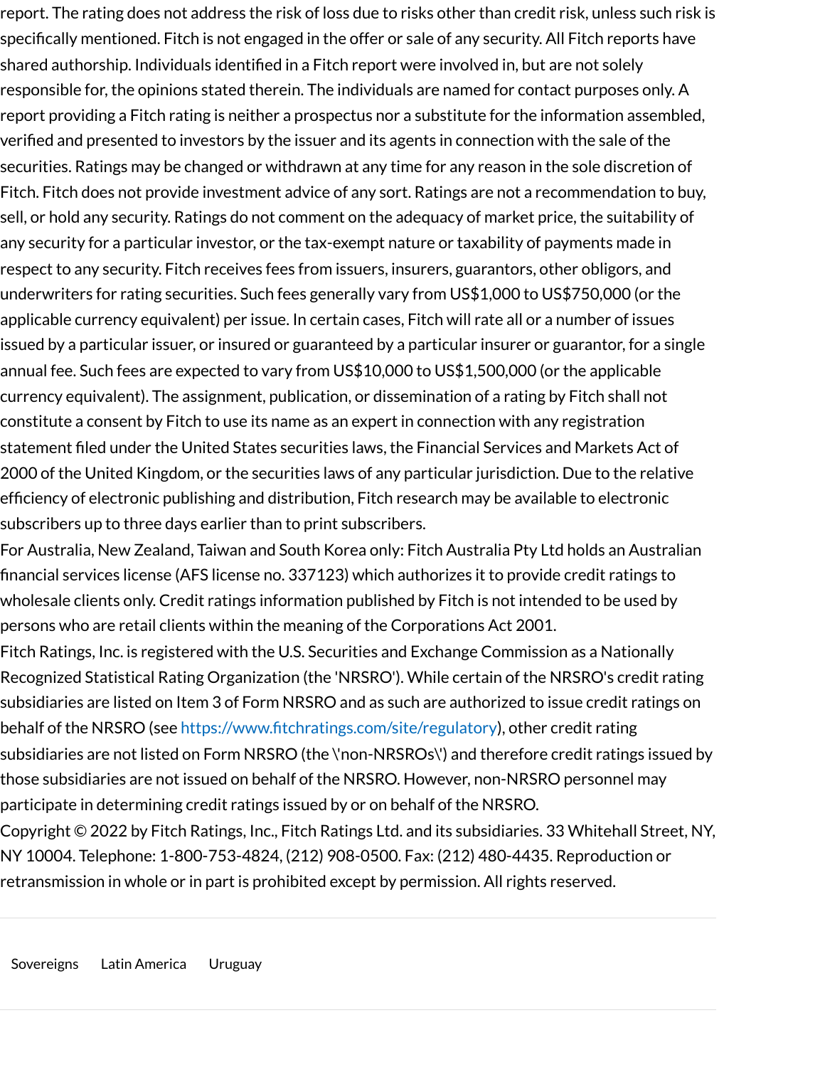report. The rating does not address the risk of loss due to risks other than credit risk, unless such risk is specifically mentioned. Fitch is not engaged in the offer or sale of any security. All Fitch reports have shared authorship. Individuals identified in a Fitch report were involved in, but are not solely responsible for, the opinions stated therein. The individuals are named for contact purposes only. A report providing a Fitch rating is neither a prospectus nor a substitute for the information assembled, verified and presented to investors by the issuer and its agents in connection with the sale of the securities. Ratings may be changed or withdrawn at any time for any reason in the sole discretion of Fitch. Fitch does not provide investment advice of any sort. Ratings are not a recommendation to buy, sell, or hold any security. Ratings do not comment on the adequacy of market price, the suitability of any security for a particular investor, or the tax-exempt nature or taxability of payments made in respect to any security. Fitch receives fees from issuers, insurers, guarantors, other obligors, and underwriters for rating securities. Such fees generally vary from US$1,000 to US$750,000 (or the applicable currency equivalent) per issue. In certain cases, Fitch will rate all or a number of issues issued by a particular issuer, or insured or guaranteed by a particular insurer or guarantor, for a single annual fee. Such fees are expected to vary from US$10,000 to US$1,500,000 (or the applicable currency equivalent). The assignment, publication, or dissemination of a rating by Fitch shall not constitute a consent by Fitch to use its name as an expert in connection with any registration statement filed under the United States securities laws, the Financial Services and Markets Act of 2000 of the United Kingdom, or the securities laws of any particular jurisdiction. Due to the relative efficiency of electronic publishing and distribution, Fitch research may be available to electronic subscribers up to three days earlier than to print subscribers.

For Australia, New Zealand, Taiwan and South Korea only: Fitch Australia Pty Ltd holds an Australian financial services license (AFS license no. 337123) which authorizes it to provide credit ratings to wholesale clients only. Credit ratings information published by Fitch is not intended to be used by persons who are retail clients within the meaning of the Corporations Act 2001.

Fitch Ratings, Inc. is registered with the U.S. Securities and Exchange Commission as a Nationally Recognized Statistical Rating Organization (the 'NRSRO'). While certain of the NRSRO's credit rating subsidiaries are listed on Item 3 of Form NRSRO and as such are authorized to issue credit ratings on behalf of the NRSRO (see https://www.fitchratings.com/site/regulatory), other credit rating subsidiaries are not listed on Form NRSRO (the \'non-NRSROs\') and therefore credit ratings issued by those subsidiaries are not issued on behalf of the NRSRO. However, non-NRSRO personnel may participate in determining credit ratings issued by or on behalf of the NRSRO.

Copyright © 2022 by Fitch Ratings, Inc., Fitch Ratings Ltd. and its subsidiaries. 33 Whitehall Street, NY, NY 10004. Telephone: 1-800-753-4824, (212) 908-0500. Fax: (212) 480-4435. Reproduction or retransmission in whole or in part is prohibited except by permission. All rights reserved.

---

Sovereigns    Latin America    Uruguay